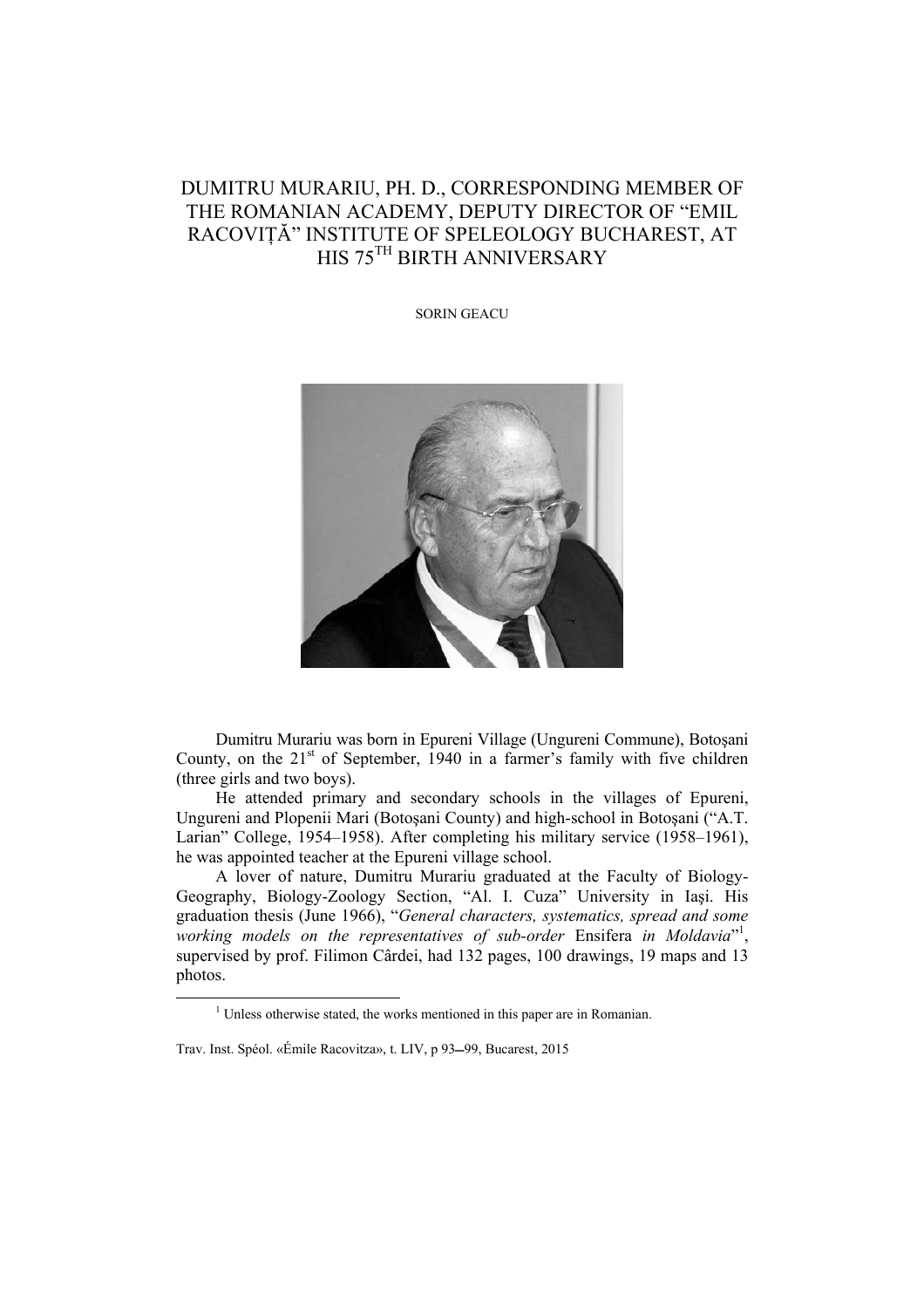# DUMITRU MURARIU, PH. D., CORRESPONDING MEMBER OF THE ROMANIAN ACADEMY, DEPUTY DIRECTOR OF "EMIL RACOVIȚĂ" INSTITUTE OF SPELEOLOGY BUCHAREST, AT HIS 75TH BIRTH ANNIVERSARY

SORIN GEACU

Dumitru Murariu was born in Epureni Village (Ungureni Commune), Botoşani County, on the 21st of September, 1940 in a farmer's family with five children (three girls and two boys).

He attended primary and secondary schools in the villages of Epureni, Ungureni and Plopenii Mari (Botoşani County) and high-school in Botoşani ("A.T. Larian" College, 1954–1958). After completing his military service (1958–1961), he was appointed teacher at the Epureni village school.

A lover of nature, Dumitru Murariu graduated at the Faculty of Biology-Geography, Biology-Zoology Section, "Al. I. Cuza" University in Iaşi. His graduation thesis (June 1966), "*General characters, systematics, spread and some working models on the representatives of sub-order* Ensifera *in Moldavia*"[1], supervised by prof. Filimon Cârdei, had 132 pages, 100 drawings, 19 maps and 13 photos.

[1] Unless otherwise stated, the works mentioned in this paper are in Romanian.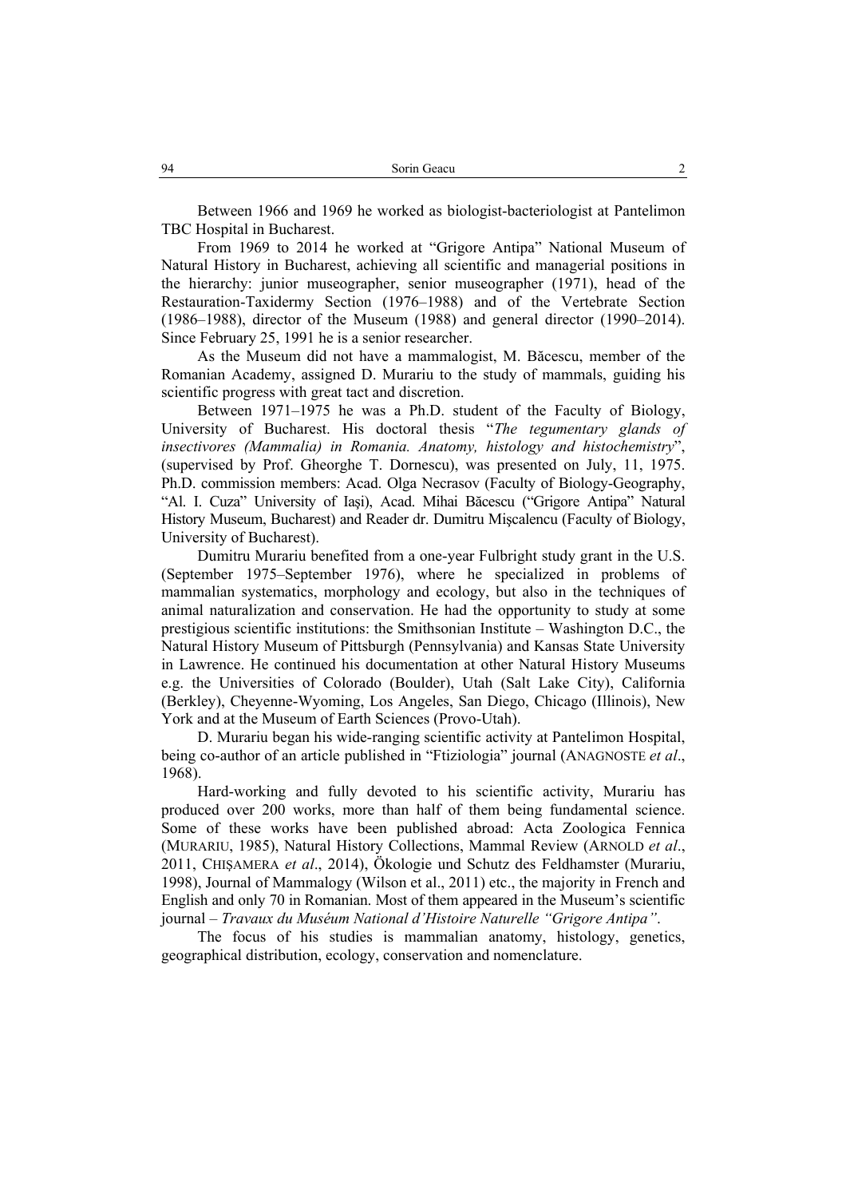Between 1966 and 1969 he worked as biologist-bacteriologist at Pantelimon TBC Hospital in Bucharest.

From 1969 to 2014 he worked at "Grigore Antipa" National Museum of Natural History in Bucharest, achieving all scientific and managerial positions in the hierarchy: junior museographer, senior museographer (1971), head of the Restauration-Taxidermy Section (1976–1988) and of the Vertebrate Section (1986–1988), director of the Museum (1988) and general director (1990–2014). Since February 25, 1991 he is a senior researcher.

As the Museum did not have a mammalogist, M. Băcescu, member of the Romanian Academy, assigned D. Murariu to the study of mammals, guiding his scientific progress with great tact and discretion.

Between 1971–1975 he was a Ph.D. student of the Faculty of Biology, University of Bucharest. His doctoral thesis "*The tegumentary glands of insectivores (Mammalia) in Romania. Anatomy, histology and histochemistry*", (supervised by Prof. Gheorghe T. Dornescu), was presented on July, 11, 1975. Ph.D. commission members: Acad. Olga Necrasov (Faculty of Biology-Geography, "Al. I. Cuza" University of Iaşi), Acad. Mihai Băcescu ("Grigore Antipa" Natural History Museum, Bucharest) and Reader dr. Dumitru Mişcalencu (Faculty of Biology, University of Bucharest).

Dumitru Murariu benefited from a one-year Fulbright study grant in the U.S. (September 1975–September 1976), where he specialized in problems of mammalian systematics, morphology and ecology, but also in the techniques of animal naturalization and conservation. He had the opportunity to study at some prestigious scientific institutions: the Smithsonian Institute – Washington D.C., the Natural History Museum of Pittsburgh (Pennsylvania) and Kansas State University in Lawrence. He continued his documentation at other Natural History Museums e.g. the Universities of Colorado (Boulder), Utah (Salt Lake City), California (Berkley), Cheyenne-Wyoming, Los Angeles, San Diego, Chicago (Illinois), New York and at the Museum of Earth Sciences (Provo-Utah).

D. Murariu began his wide-ranging scientific activity at Pantelimon Hospital, being co-author of an article published in "Ftiziologia" journal (ANAGNOSTE *et al*., 1968).

Hard-working and fully devoted to his scientific activity, Murariu has produced over 200 works, more than half of them being fundamental science. Some of these works have been published abroad: Acta Zoologica Fennica (MURARIU, 1985), Natural History Collections, Mammal Review (ARNOLD *et al*., 2011, CHIŞAMERA *et al*., 2014), Ökologie und Schutz des Feldhamster (Murariu, 1998), Journal of Mammalogy (Wilson et al., 2011) etc., the majority in French and English and only 70 in Romanian. Most of them appeared in the Museum's scientific journal – *Travaux du Muséum National d'Histoire Naturelle "Grigore Antipa"*.

The focus of his studies is mammalian anatomy, histology, genetics, geographical distribution, ecology, conservation and nomenclature.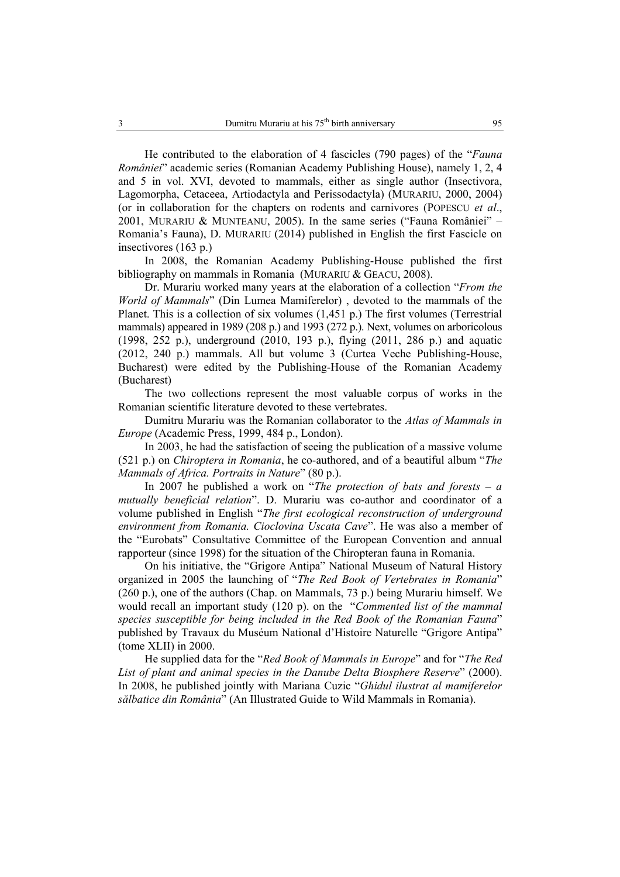He contributed to the elaboration of 4 fascicles (790 pages) of the "*Fauna României*" academic series (Romanian Academy Publishing House), namely 1, 2, 4 and 5 in vol. XVI, devoted to mammals, either as single author (Insectivora, Lagomorpha, Cetaceea, Artiodactyla and Perissodactyla) (MURARIU, 2000, 2004) (or in collaboration for the chapters on rodents and carnivores (POPESCU *et al*., 2001, MURARIU & MUNTEANU, 2005). In the same series ("Fauna României" – Romania's Fauna), D. MURARIU (2014) published in English the first Fascicle on insectivores (163 p.)

In 2008, the Romanian Academy Publishing-House published the first bibliography on mammals in Romania (MURARIU & GEACU, 2008).

Dr. Murariu worked many years at the elaboration of a collection "*From the World of Mammals*" (Din Lumea Mamiferelor) , devoted to the mammals of the Planet. This is a collection of six volumes (1,451 p.) The first volumes (Terrestrial mammals) appeared in 1989 (208 p.) and 1993 (272 p.). Next, volumes on arboricolous (1998, 252 p.), underground (2010, 193 p.), flying (2011, 286 p.) and aquatic (2012, 240 p.) mammals. All but volume 3 (Curtea Veche Publishing-House, Bucharest) were edited by the Publishing-House of the Romanian Academy (Bucharest)

The two collections represent the most valuable corpus of works in the Romanian scientific literature devoted to these vertebrates.

Dumitru Murariu was the Romanian collaborator to the *Atlas of Mammals in Europe* (Academic Press, 1999, 484 p., London).

In 2003, he had the satisfaction of seeing the publication of a massive volume (521 p.) on *Chiroptera in Romania*, he co-authored, and of a beautiful album "*The Mammals of Africa. Portraits in Nature*" (80 p.).

In 2007 he published a work on "*The protection of bats and forests – a mutually beneficial relation*". D. Murariu was co-author and coordinator of a volume published in English "*The first ecological reconstruction of underground environment from Romania. Cioclovina Uscata Cave*". He was also a member of the "Eurobats" Consultative Committee of the European Convention and annual rapporteur (since 1998) for the situation of the Chiropteran fauna in Romania.

On his initiative, the "Grigore Antipa" National Museum of Natural History organized in 2005 the launching of "*The Red Book of Vertebrates in Romania*" (260 p.), one of the authors (Chap. on Mammals, 73 p.) being Murariu himself. We would recall an important study (120 p). on the "*Commented list of the mammal species susceptible for being included in the Red Book of the Romanian Fauna*" published by Travaux du Muséum National d'Histoire Naturelle "Grigore Antipa" (tome XLII) in 2000.

He supplied data for the "*Red Book of Mammals in Europe*" and for "*The Red List of plant and animal species in the Danube Delta Biosphere Reserve*" (2000). In 2008, he published jointly with Mariana Cuzic "*Ghidul ilustrat al mamiferelor sălbatice din România*" (An Illustrated Guide to Wild Mammals in Romania).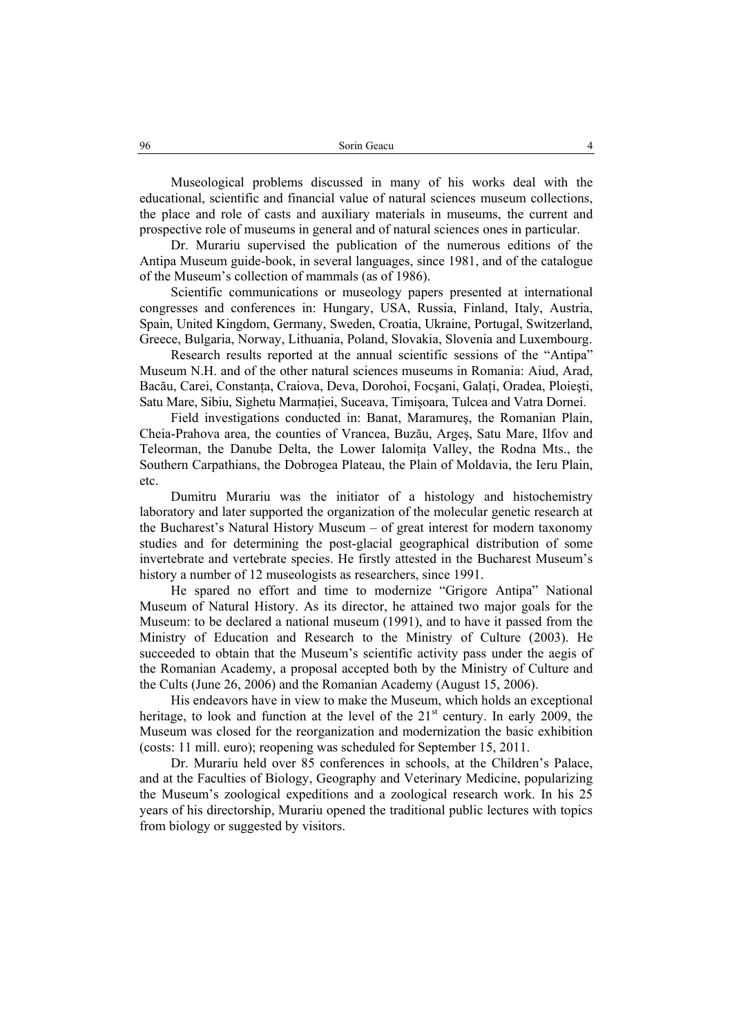Museological problems discussed in many of his works deal with the educational, scientific and financial value of natural sciences museum collections, the place and role of casts and auxiliary materials in museums, the current and prospective role of museums in general and of natural sciences ones in particular.

Dr. Murariu supervised the publication of the numerous editions of the Antipa Museum guide-book, in several languages, since 1981, and of the catalogue of the Museum's collection of mammals (as of 1986).

Scientific communications or museology papers presented at international congresses and conferences in: Hungary, USA, Russia, Finland, Italy, Austria, Spain, United Kingdom, Germany, Sweden, Croatia, Ukraine, Portugal, Switzerland, Greece, Bulgaria, Norway, Lithuania, Poland, Slovakia, Slovenia and Luxembourg.

Research results reported at the annual scientific sessions of the "Antipa" Museum N.H. and of the other natural sciences museums in Romania: Aiud, Arad, Bacău, Carei, Constanța, Craiova, Deva, Dorohoi, Focșani, Galați, Oradea, Ploiești, Satu Mare, Sibiu, Sighetu Marmației, Suceava, Timişoara, Tulcea and Vatra Dornei.

Field investigations conducted in: Banat, Maramureș, the Romanian Plain, Cheia-Prahova area, the counties of Vrancea, Buzău, Argeș, Satu Mare, Ilfov and Teleorman, the Danube Delta, the Lower Ialomița Valley, the Rodna Mts., the Southern Carpathians, the Dobrogea Plateau, the Plain of Moldavia, the Ieru Plain, etc.

Dumitru Murariu was the initiator of a histology and histochemistry laboratory and later supported the organization of the molecular genetic research at the Bucharest's Natural History Museum – of great interest for modern taxonomy studies and for determining the post-glacial geographical distribution of some invertebrate and vertebrate species. He firstly attested in the Bucharest Museum's history a number of 12 museologists as researchers, since 1991.

He spared no effort and time to modernize "Grigore Antipa" National Museum of Natural History. As its director, he attained two major goals for the Museum: to be declared a national museum (1991), and to have it passed from the Ministry of Education and Research to the Ministry of Culture (2003). He succeeded to obtain that the Museum's scientific activity pass under the aegis of the Romanian Academy, a proposal accepted both by the Ministry of Culture and the Cults (June 26, 2006) and the Romanian Academy (August 15, 2006).

His endeavors have in view to make the Museum, which holds an exceptional heritage, to look and function at the level of the 21st century. In early 2009, the Museum was closed for the reorganization and modernization the basic exhibition (costs: 11 mill. euro); reopening was scheduled for September 15, 2011.

Dr. Murariu held over 85 conferences in schools, at the Children's Palace, and at the Faculties of Biology, Geography and Veterinary Medicine, popularizing the Museum's zoological expeditions and a zoological research work. In his 25 years of his directorship, Murariu opened the traditional public lectures with topics from biology or suggested by visitors.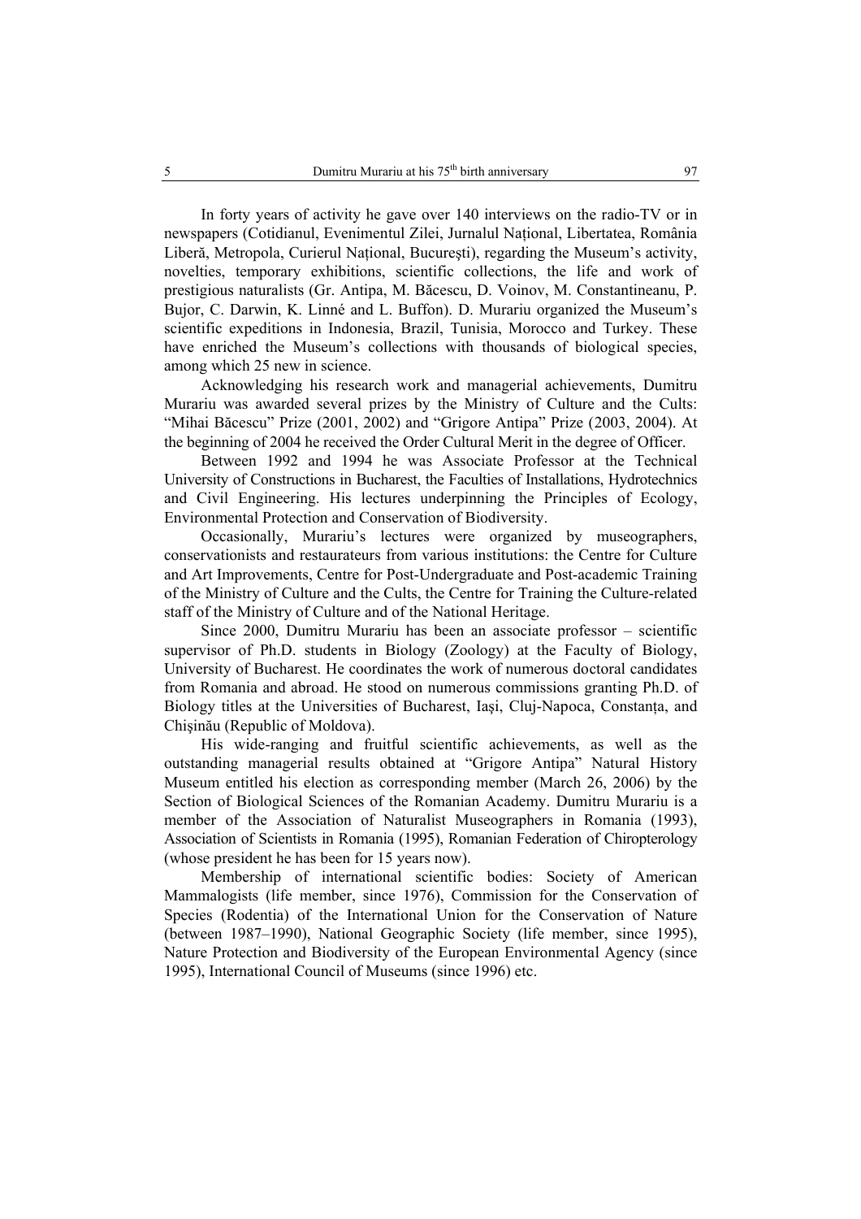In forty years of activity he gave over 140 interviews on the radio-TV or in newspapers (Cotidianul, Evenimentul Zilei, Jurnalul Național, Libertatea, România Liberă, Metropola, Curierul Național, Bucureşti), regarding the Museum's activity, novelties, temporary exhibitions, scientific collections, the life and work of prestigious naturalists (Gr. Antipa, M. Băcescu, D. Voinov, M. Constantineanu, P. Bujor, C. Darwin, K. Linné and L. Buffon). D. Murariu organized the Museum's scientific expeditions in Indonesia, Brazil, Tunisia, Morocco and Turkey. These have enriched the Museum's collections with thousands of biological species, among which 25 new in science.

Acknowledging his research work and managerial achievements, Dumitru Murariu was awarded several prizes by the Ministry of Culture and the Cults: "Mihai Băcescu" Prize (2001, 2002) and "Grigore Antipa" Prize (2003, 2004). At the beginning of 2004 he received the Order Cultural Merit in the degree of Officer.

Between 1992 and 1994 he was Associate Professor at the Technical University of Constructions in Bucharest, the Faculties of Installations, Hydrotechnics and Civil Engineering. His lectures underpinning the Principles of Ecology, Environmental Protection and Conservation of Biodiversity.

Occasionally, Murariu's lectures were organized by museographers, conservationists and restaurateurs from various institutions: the Centre for Culture and Art Improvements, Centre for Post-Undergraduate and Post-academic Training of the Ministry of Culture and the Cults, the Centre for Training the Culture-related staff of the Ministry of Culture and of the National Heritage.

Since 2000, Dumitru Murariu has been an associate professor – scientific supervisor of Ph.D. students in Biology (Zoology) at the Faculty of Biology, University of Bucharest. He coordinates the work of numerous doctoral candidates from Romania and abroad. He stood on numerous commissions granting Ph.D. of Biology titles at the Universities of Bucharest, Iaşi, Cluj-Napoca, Constanța, and Chişinău (Republic of Moldova).

His wide-ranging and fruitful scientific achievements, as well as the outstanding managerial results obtained at "Grigore Antipa" Natural History Museum entitled his election as corresponding member (March 26, 2006) by the Section of Biological Sciences of the Romanian Academy. Dumitru Murariu is a member of the Association of Naturalist Museographers in Romania (1993), Association of Scientists in Romania (1995), Romanian Federation of Chiropterology (whose president he has been for 15 years now).

Membership of international scientific bodies: Society of American Mammalogists (life member, since 1976), Commission for the Conservation of Species (Rodentia) of the International Union for the Conservation of Nature (between 1987–1990), National Geographic Society (life member, since 1995), Nature Protection and Biodiversity of the European Environmental Agency (since 1995), International Council of Museums (since 1996) etc.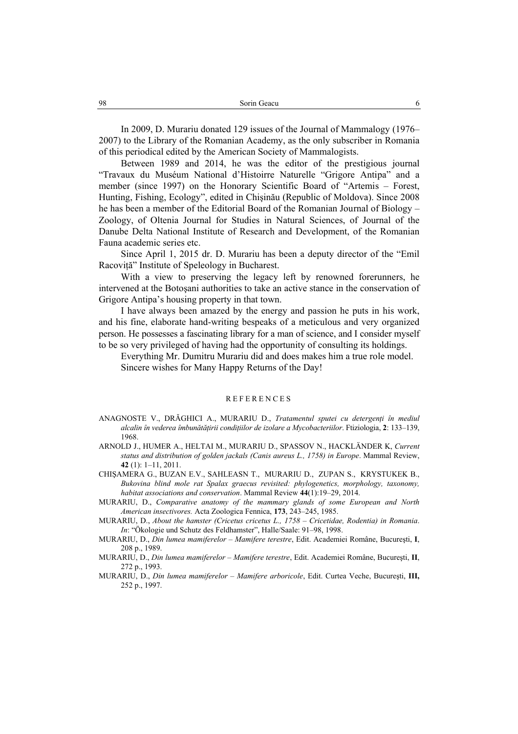In 2009, D. Murariu donated 129 issues of the Journal of Mammalogy (1976–2007) to the Library of the Romanian Academy, as the only subscriber in Romania of this periodical edited by the American Society of Mammalogists.

Between 1989 and 2014, he was the editor of the prestigious journal "Travaux du Muséum National d'Histoirre Naturelle "Grigore Antipa" and a member (since 1997) on the Honorary Scientific Board of "Artemis – Forest, Hunting, Fishing, Ecology", edited in Chişinău (Republic of Moldova). Since 2008 he has been a member of the Editorial Board of the Romanian Journal of Biology – Zoology, of Oltenia Journal for Studies in Natural Sciences, of Journal of the Danube Delta National Institute of Research and Development, of the Romanian Fauna academic series etc.

Since April 1, 2015 dr. D. Murariu has been a deputy director of the "Emil Racoviță" Institute of Speleology in Bucharest.

With a view to preserving the legacy left by renowned forerunners, he intervened at the Botoșani authorities to take an active stance in the conservation of Grigore Antipa's housing property in that town.

I have always been amazed by the energy and passion he puts in his work, and his fine, elaborate hand-writing bespeaks of a meticulous and very organized person. He possesses a fascinating library for a man of science, and I consider myself to be so very privileged of having had the opportunity of consulting its holdings.

Everything Mr. Dumitru Murariu did and does makes him a true role model.

Sincere wishes for Many Happy Returns of the Day!

## REFERENCES

ANAGNOSTE V., DRĂGHICI A., MURARIU D., *Tratamentul sputei cu detergenți în mediul alcalin în vederea îmbunătățirii condițiilor de izolare a Mycobacteriilor*. Ftiziologia, **2**: 133–139, 1968.

ARNOLD J., HUMER A., HELTAI M., MURARIU D., SPASSOV N., HACKLÄNDER K, *Current status and distribution of golden jackals (Canis aureus L., 1758) in Europe*. Mammal Review, **42** (1): 1–11, 2011.

CHIŞAMERA G., BUZAN E.V., SAHLEASN T., MURARIU D., ZUPAN S., KRYSTUKEK B., *Bukovina blind mole rat Spalax graecus revisited: phylogenetics, morphology, taxonomy, habitat associations and conservation*. Mammal Review **44**(1):19–29, 2014.

MURARIU, D., *Comparative anatomy of the mammary glands of some European and North American insectivores.* Acta Zoologica Fennica, **173**, 243–245, 1985.

MURARIU, D., *About the hamster (Cricetus cricetus L., 1758 – Cricetidae, Rodentia) in Romania*. *In*: "Ökologie und Schutz des Feldhamster", Halle/Saale: 91–98, 1998.

MURARIU, D., *Din lumea mamiferelor – Mamifere terestre*, Edit. Academiei Române, Bucureşti, **I**, 208 p., 1989.

MURARIU, D., *Din lumea mamiferelor – Mamifere terestre*, Edit. Academiei Române, Bucureşti, **II**, 272 p., 1993.

MURARIU, D., *Din lumea mamiferelor – Mamifere arboricole*, Edit. Curtea Veche, Bucureşti, **III,** 252 p., 1997.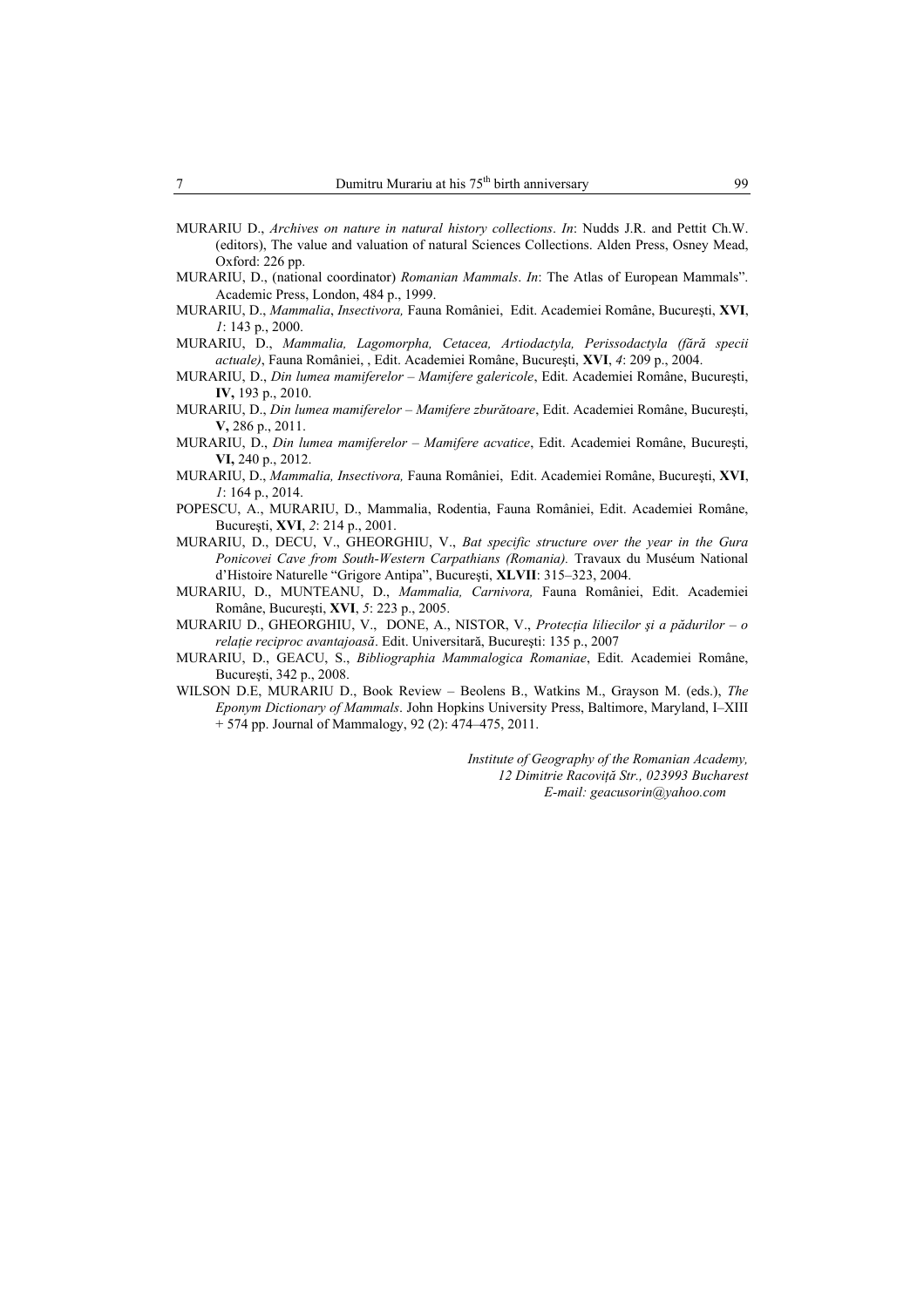MURARIU D., *Archives on nature in natural history collections*. *In*: Nudds J.R. and Pettit Ch.W. (editors), The value and valuation of natural Sciences Collections. Alden Press, Osney Mead, Oxford: 226 pp.

MURARIU, D., (national coordinator) *Romanian Mammals*. *In*: The Atlas of European Mammals". Academic Press, London, 484 p., 1999.

MURARIU, D., *Mammalia*, *Insectivora,* Fauna României, Edit. Academiei Române, Bucureşti, **XVI**, *1*: 143 p., 2000.

MURARIU, D., *Mammalia, Lagomorpha, Cetacea, Artiodactyla, Perissodactyla (fără specii actuale)*, Fauna României, , Edit. Academiei Române, Bucureşti, **XVI**, *4*: 209 p., 2004.

MURARIU, D., *Din lumea mamiferelor – Mamifere galericole*, Edit. Academiei Române, Bucureşti, **IV,** 193 p., 2010.

MURARIU, D., *Din lumea mamiferelor – Mamifere zburătoare*, Edit. Academiei Române, Bucureşti, **V,** 286 p., 2011.

MURARIU, D., *Din lumea mamiferelor – Mamifere acvatice*, Edit. Academiei Române, Bucureşti, **VI,** 240 p., 2012.

MURARIU, D., *Mammalia, Insectivora,* Fauna României, Edit. Academiei Române, Bucureşti, **XVI**, *1*: 164 p., 2014.

POPESCU, A., MURARIU, D., Mammalia, Rodentia, Fauna României, Edit. Academiei Române, Bucureşti, **XVI**, *2*: 214 p., 2001.

MURARIU, D., DECU, V., GHEORGHIU, V., *Bat specific structure over the year in the Gura Ponicovei Cave from South-Western Carpathians (Romania).* Travaux du Muséum National d'Histoire Naturelle "Grigore Antipa", Bucureşti, **XLVII**: 315–323, 2004.

MURARIU, D., MUNTEANU, D., *Mammalia, Carnivora,* Fauna României, Edit. Academiei Române, Bucureşti, **XVI**, *5*: 223 p., 2005.

MURARIU D., GHEORGHIU, V., DONE, A., NISTOR, V., *Protecţia liliecilor şi a pădurilor – o relaţie reciproc avantajoasă*. Edit. Universitară, Bucureşti: 135 p., 2007

MURARIU, D., GEACU, S., *Bibliographia Mammalogica Romaniae*, Edit. Academiei Române, Bucureşti, 342 p., 2008.

WILSON D.E, MURARIU D., Book Review – Beolens B., Watkins M., Grayson M. (eds.), *The Eponym Dictionary of Mammals*. John Hopkins University Press, Baltimore, Maryland, I–XIII + 574 pp. Journal of Mammalogy, 92 (2): 474–475, 2011.

*Institute of Geography of the Romanian Academy,*
*12 Dimitrie Racoviţă Str., 023993 Bucharest*
*E-mail: geacusorin@yahoo.com*